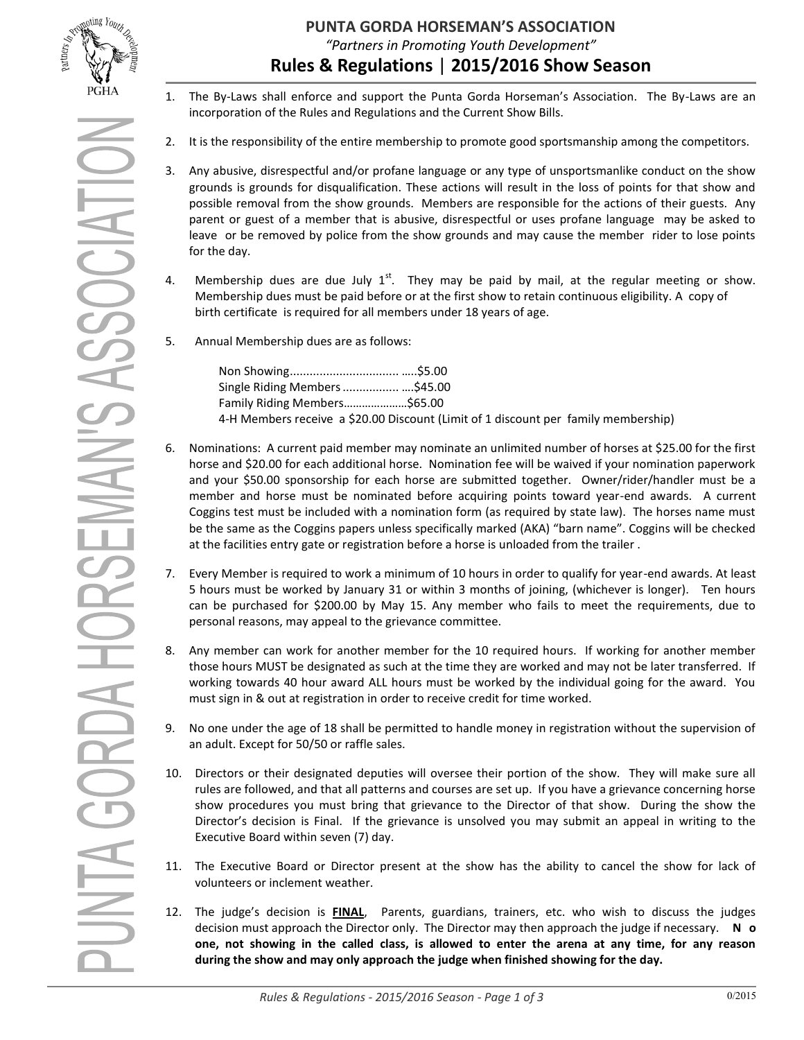# PUNTA GORDA HORSEMAN'S ASSOCIATION

*"Partners in Promoting Youth Development"*

## Rules & Regulations | 2015/2016 Show Season

1. The By-Laws shall enforce and support the Punta Gorda Horseman's Association. The By-Laws are an incorporation of the Rules and Regulations and the Current Show Bills.

2. It is the responsibility of the entire membership to promote good sportsmanship among the competitors.

3. Any abusive, disrespectful and/or profane language or any type of unsportsmanlike conduct on the show grounds is grounds for disqualification. These actions will result in the loss of points for that show and possible removal from the show grounds. Members are responsible for the actions of their guests. Any parent or guest of a member that is abusive, disrespectful or uses profane language may be asked to leave or be removed by police from the show grounds and may cause the member rider to lose points for the day.

4. Membership dues are due July 1st. They may be paid by mail, at the regular meeting or show. Membership dues must be paid before or at the first show to retain continuous eligibility. A copy of birth certificate is required for all members under 18 years of age.

5. Annual Membership dues are as follows:

   Non Showing................................. .....$5.00
   Single Riding Members ................. ....$45.00
   Family Riding Members....................$65.00
   4-H Members receive a $20.00 Discount (Limit of 1 discount per family membership)

6. Nominations: A current paid member may nominate an unlimited number of horses at $25.00 for the first horse and $20.00 for each additional horse. Nomination fee will be waived if your nomination paperwork and your $50.00 sponsorship for each horse are submitted together. Owner/rider/handler must be a member and horse must be nominated before acquiring points toward year-end awards. A current Coggins test must be included with a nomination form (as required by state law). The horses name must be the same as the Coggins papers unless specifically marked (AKA) "barn name". Coggins will be checked at the facilities entry gate or registration before a horse is unloaded from the trailer .

7. Every Member is required to work a minimum of 10 hours in order to qualify for year-end awards. At least 5 hours must be worked by January 31 or within 3 months of joining, (whichever is longer). Ten hours can be purchased for $200.00 by May 15. Any member who fails to meet the requirements, due to personal reasons, may appeal to the grievance committee.

8. Any member can work for another member for the 10 required hours. If working for another member those hours MUST be designated as such at the time they are worked and may not be later transferred. If working towards 40 hour award ALL hours must be worked by the individual going for the award. You must sign in & out at registration in order to receive credit for time worked.

9. No one under the age of 18 shall be permitted to handle money in registration without the supervision of an adult. Except for 50/50 or raffle sales.

10. Directors or their designated deputies will oversee their portion of the show. They will make sure all rules are followed, and that all patterns and courses are set up. If you have a grievance concerning horse show procedures you must bring that grievance to the Director of that show. During the show the Director's decision is Final. If the grievance is unsolved you may submit an appeal in writing to the Executive Board within seven (7) day.

11. The Executive Board or Director present at the show has the ability to cancel the show for lack of volunteers or inclement weather.

12. The judge's decision is **FINAL**, Parents, guardians, trainers, etc. who wish to discuss the judges decision must approach the Director only. The Director may then approach the judge if necessary. **No one, not showing in the called class, is allowed to enter the arena at any time, for any reason during the show and may only approach the judge when finished showing for the day.**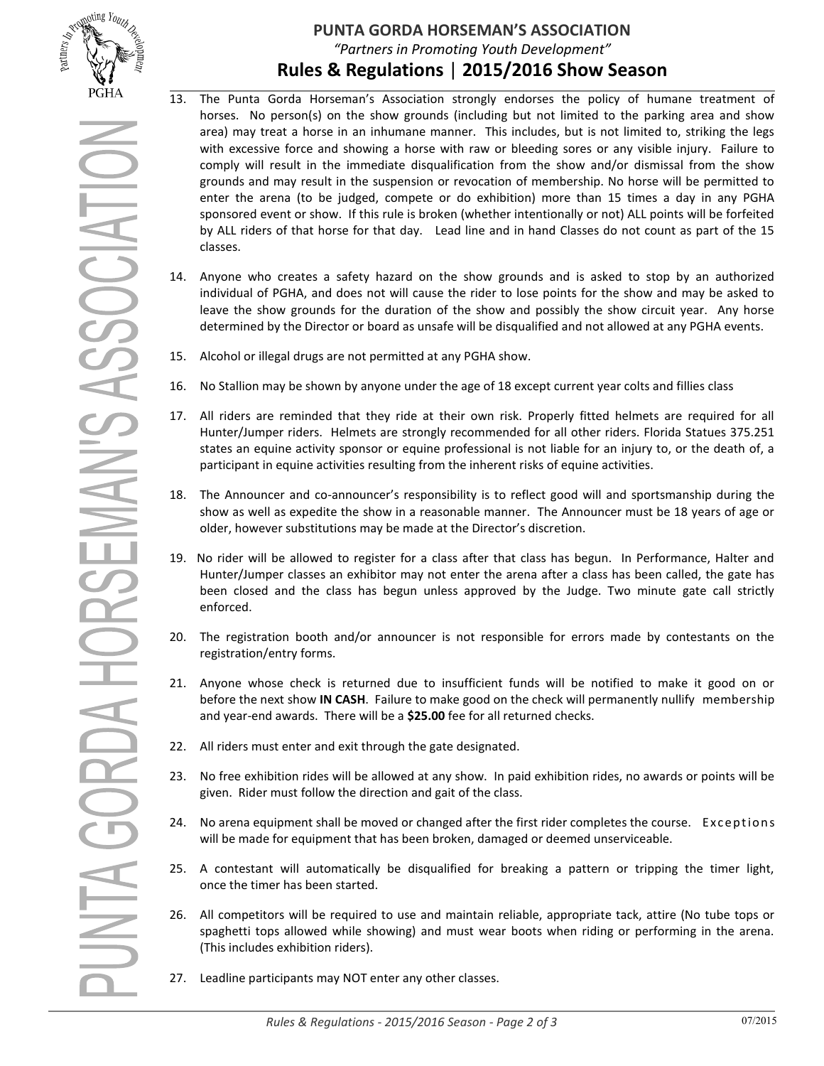# PUNTA GORDA HORSEMAN'S ASSOCIATION

*"Partners in Promoting Youth Development"*

## Rules & Regulations | 2015/2016 Show Season

13. The Punta Gorda Horseman's Association strongly endorses the policy of humane treatment of horses. No person(s) on the show grounds (including but not limited to the parking area and show area) may treat a horse in an inhumane manner. This includes, but is not limited to, striking the legs with excessive force and showing a horse with raw or bleeding sores or any visible injury. Failure to comply will result in the immediate disqualification from the show and/or dismissal from the show grounds and may result in the suspension or revocation of membership. No horse will be permitted to enter the arena (to be judged, compete or do exhibition) more than 15 times a day in any PGHA sponsored event or show. If this rule is broken (whether intentionally or not) ALL points will be forfeited by ALL riders of that horse for that day. Lead line and in hand Classes do not count as part of the 15 classes.

14. Anyone who creates a safety hazard on the show grounds and is asked to stop by an authorized individual of PGHA, and does not will cause the rider to lose points for the show and may be asked to leave the show grounds for the duration of the show and possibly the show circuit year. Any horse determined by the Director or board as unsafe will be disqualified and not allowed at any PGHA events.

15. Alcohol or illegal drugs are not permitted at any PGHA show.

16. No Stallion may be shown by anyone under the age of 18 except current year colts and fillies class

17. All riders are reminded that they ride at their own risk. Properly fitted helmets are required for all Hunter/Jumper riders. Helmets are strongly recommended for all other riders. Florida Statues 375.251 states an equine activity sponsor or equine professional is not liable for an injury to, or the death of, a participant in equine activities resulting from the inherent risks of equine activities.

18. The Announcer and co-announcer's responsibility is to reflect good will and sportsmanship during the show as well as expedite the show in a reasonable manner. The Announcer must be 18 years of age or older, however substitutions may be made at the Director's discretion.

19. No rider will be allowed to register for a class after that class has begun. In Performance, Halter and Hunter/Jumper classes an exhibitor may not enter the arena after a class has been called, the gate has been closed and the class has begun unless approved by the Judge. Two minute gate call strictly enforced.

20. The registration booth and/or announcer is not responsible for errors made by contestants on the registration/entry forms.

21. Anyone whose check is returned due to insufficient funds will be notified to make it good on or before the next show **IN CASH**. Failure to make good on the check will permanently nullify membership and year-end awards. There will be a **$25.00** fee for all returned checks.

22. All riders must enter and exit through the gate designated.

23. No free exhibition rides will be allowed at any show. In paid exhibition rides, no awards or points will be given. Rider must follow the direction and gait of the class.

24. No arena equipment shall be moved or changed after the first rider completes the course. Exceptions will be made for equipment that has been broken, damaged or deemed unserviceable.

25. A contestant will automatically be disqualified for breaking a pattern or tripping the timer light, once the timer has been started.

26. All competitors will be required to use and maintain reliable, appropriate tack, attire (No tube tops or spaghetti tops allowed while showing) and must wear boots when riding or performing in the arena. (This includes exhibition riders).

27. Leadline participants may NOT enter any other classes.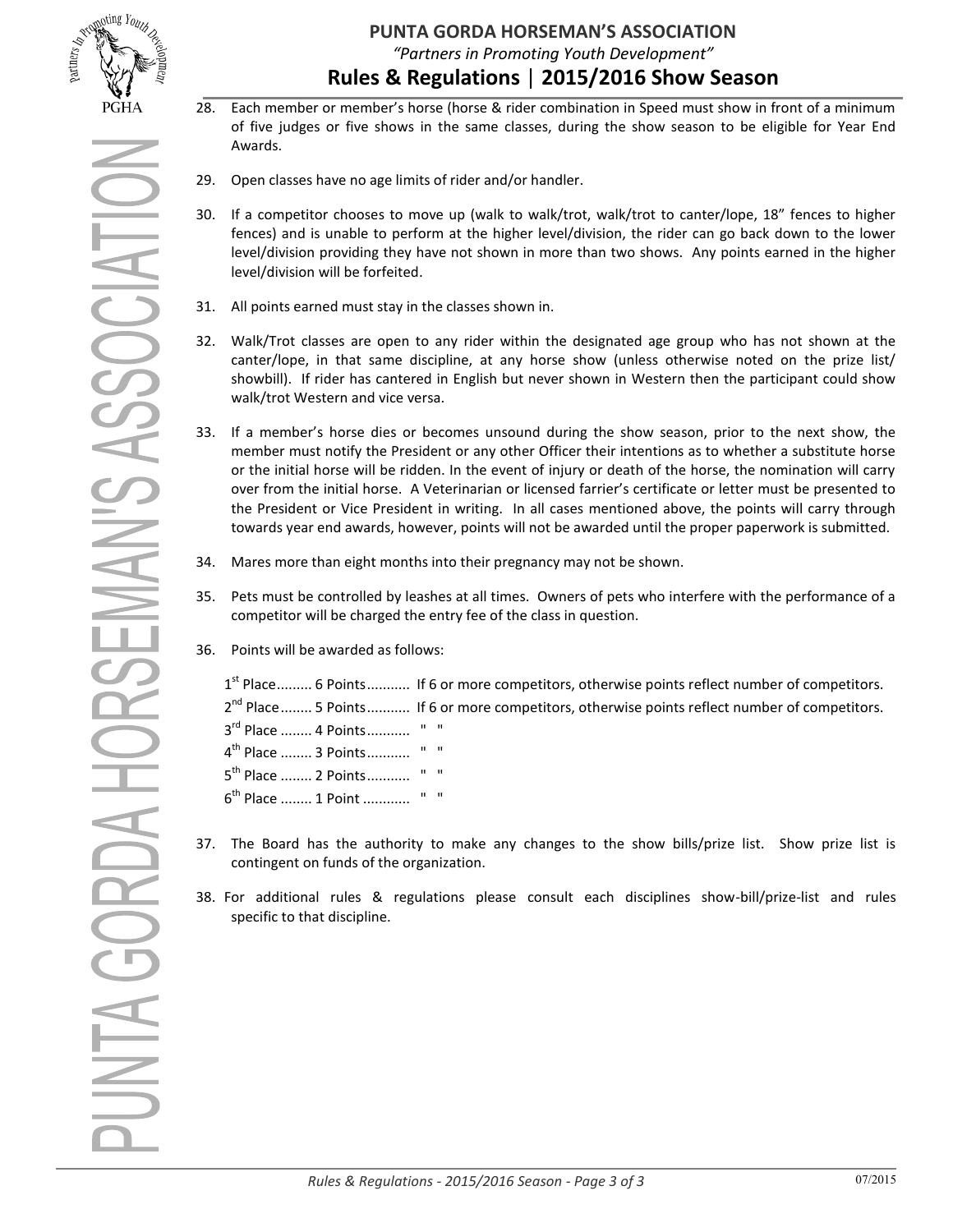28. Each member or member's horse (horse & rider combination in Speed must show in front of a minimum of five judges or five shows in the same classes, during the show season to be eligible for Year End Awards.

29. Open classes have no age limits of rider and/or handler.

30. If a competitor chooses to move up (walk to walk/trot, walk/trot to canter/lope, 18" fences to higher fences) and is unable to perform at the higher level/division, the rider can go back down to the lower level/division providing they have not shown in more than two shows. Any points earned in the higher level/division will be forfeited.

31. All points earned must stay in the classes shown in.

32. Walk/Trot classes are open to any rider within the designated age group who has not shown at the canter/lope, in that same discipline, at any horse show (unless otherwise noted on the prize list/ showbill). If rider has cantered in English but never shown in Western then the participant could show walk/trot Western and vice versa.

33. If a member's horse dies or becomes unsound during the show season, prior to the next show, the member must notify the President or any other Officer their intentions as to whether a substitute horse or the initial horse will be ridden. In the event of injury or death of the horse, the nomination will carry over from the initial horse. A Veterinarian or licensed farrier's certificate or letter must be presented to the President or Vice President in writing. In all cases mentioned above, the points will carry through towards year end awards, however, points will not be awarded until the proper paperwork is submitted.

34. Mares more than eight months into their pregnancy may not be shown.

35. Pets must be controlled by leashes at all times. Owners of pets who interfere with the performance of a competitor will be charged the entry fee of the class in question.

36. Points will be awarded as follows:

    1st Place......... 6 Points........... If 6 or more competitors, otherwise points reflect number of competitors.
    2nd Place........ 5 Points........... If 6 or more competitors, otherwise points reflect number of competitors.
    3rd Place ........ 4 Points........... " "
    4th Place ........ 3 Points........... " "
    5th Place ........ 2 Points........... " "
    6th Place ........ 1 Point ............ " "

37. The Board has the authority to make any changes to the show bills/prize list. Show prize list is contingent on funds of the organization.

38. For additional rules & regulations please consult each disciplines show-bill/prize-list and rules specific to that discipline.